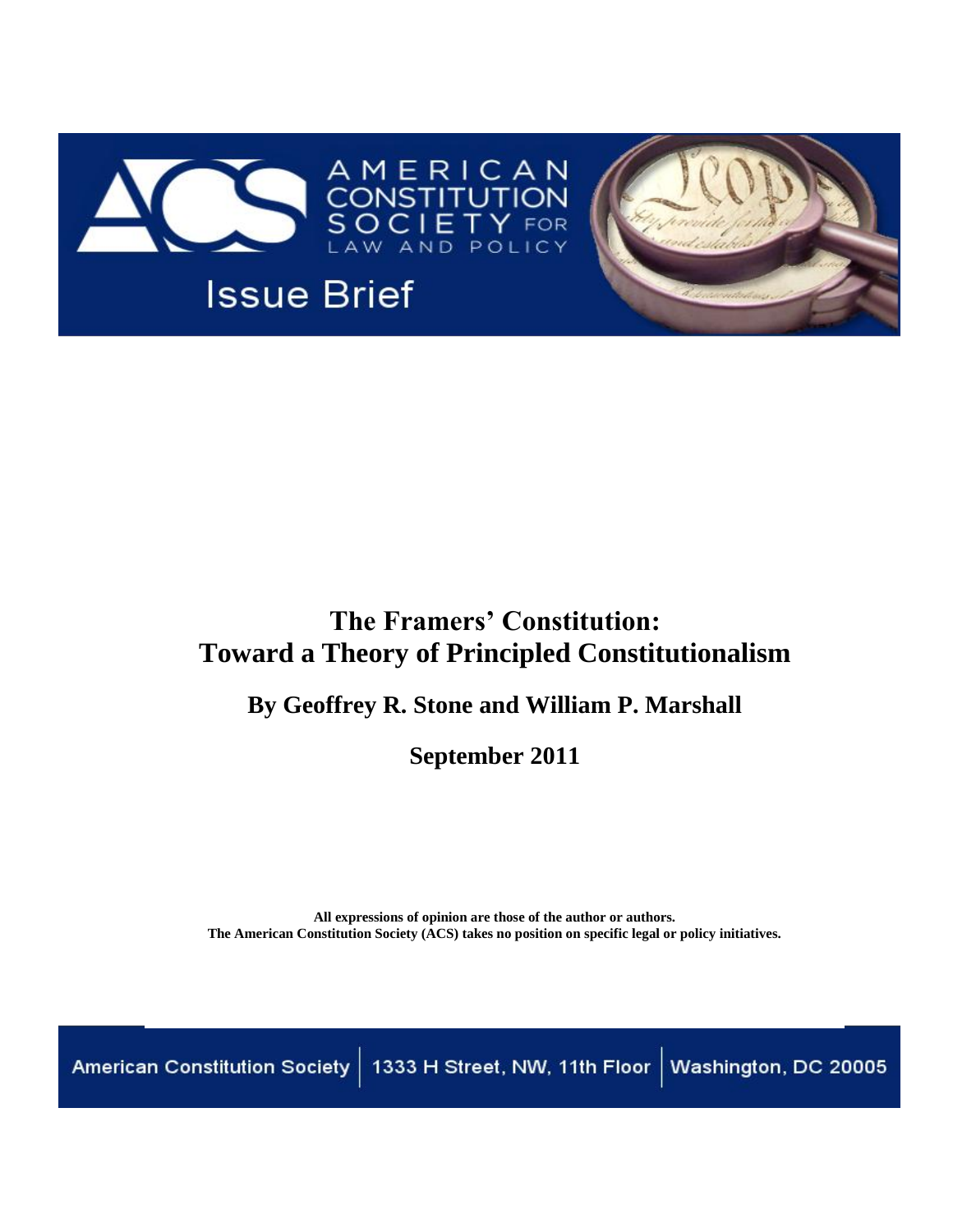AMERICAN CONSTITUTION SOCIETY FOR LAW AND POLICY

Issue Brief

# The Framers' Constitution: Toward a Theory of Principled Constitutionalism

## By Geoffrey R. Stone and William P. Marshall

**September 2011**

**All expressions of opinion are those of the author or authors.**
**The American Constitution Society (ACS) takes no position on specific legal or policy initiatives.**

American Constitution Society | 1333 H Street, NW, 11th Floor | Washington, DC 20005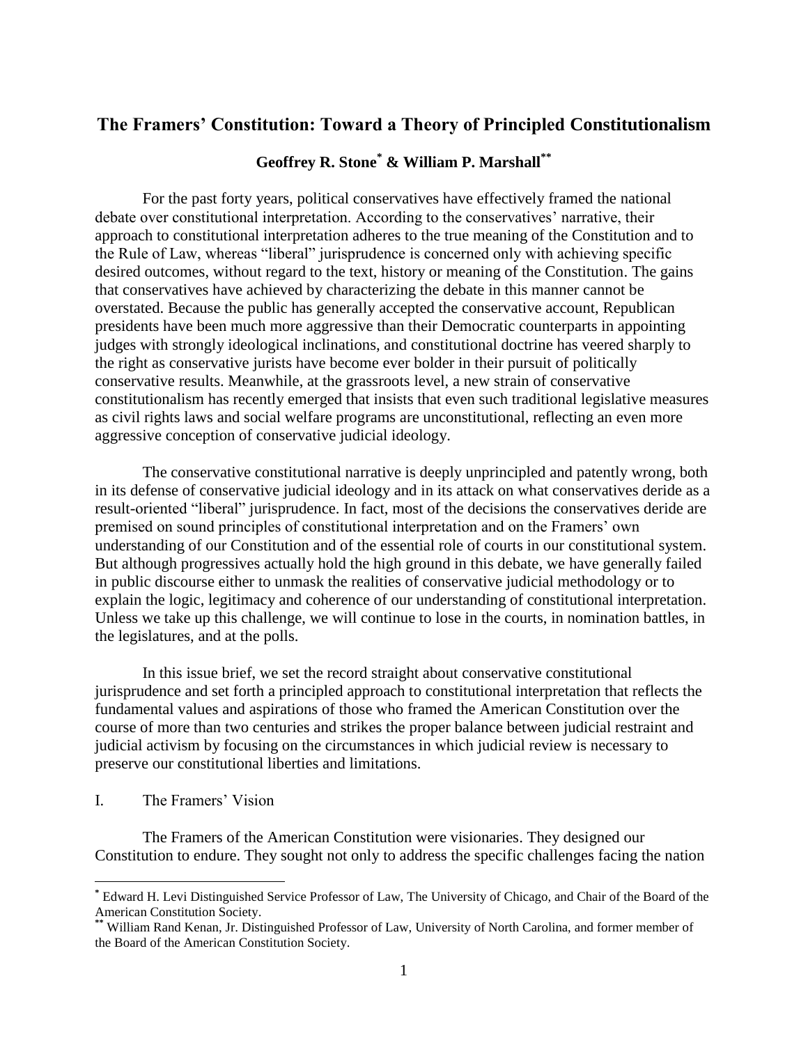# The Framers' Constitution: Toward a Theory of Principled Constitutionalism

## Geoffrey R. Stone[*] & William P. Marshall[**]

For the past forty years, political conservatives have effectively framed the national debate over constitutional interpretation. According to the conservatives' narrative, their approach to constitutional interpretation adheres to the true meaning of the Constitution and to the Rule of Law, whereas "liberal" jurisprudence is concerned only with achieving specific desired outcomes, without regard to the text, history or meaning of the Constitution. The gains that conservatives have achieved by characterizing the debate in this manner cannot be overstated. Because the public has generally accepted the conservative account, Republican presidents have been much more aggressive than their Democratic counterparts in appointing judges with strongly ideological inclinations, and constitutional doctrine has veered sharply to the right as conservative jurists have become ever bolder in their pursuit of politically conservative results. Meanwhile, at the grassroots level, a new strain of conservative constitutionalism has recently emerged that insists that even such traditional legislative measures as civil rights laws and social welfare programs are unconstitutional, reflecting an even more aggressive conception of conservative judicial ideology.

The conservative constitutional narrative is deeply unprincipled and patently wrong, both in its defense of conservative judicial ideology and in its attack on what conservatives deride as a result-oriented "liberal" jurisprudence. In fact, most of the decisions the conservatives deride are premised on sound principles of constitutional interpretation and on the Framers' own understanding of our Constitution and of the essential role of courts in our constitutional system. But although progressives actually hold the high ground in this debate, we have generally failed in public discourse either to unmask the realities of conservative judicial methodology or to explain the logic, legitimacy and coherence of our understanding of constitutional interpretation. Unless we take up this challenge, we will continue to lose in the courts, in nomination battles, in the legislatures, and at the polls.

In this issue brief, we set the record straight about conservative constitutional jurisprudence and set forth a principled approach to constitutional interpretation that reflects the fundamental values and aspirations of those who framed the American Constitution over the course of more than two centuries and strikes the proper balance between judicial restraint and judicial activism by focusing on the circumstances in which judicial review is necessary to preserve our constitutional liberties and limitations.

## I. The Framers' Vision

The Framers of the American Constitution were visionaries. They designed our Constitution to endure. They sought not only to address the specific challenges facing the nation

---

[*] Edward H. Levi Distinguished Service Professor of Law, The University of Chicago, and Chair of the Board of the American Constitution Society.

[**] William Rand Kenan, Jr. Distinguished Professor of Law, University of North Carolina, and former member of the Board of the American Constitution Society.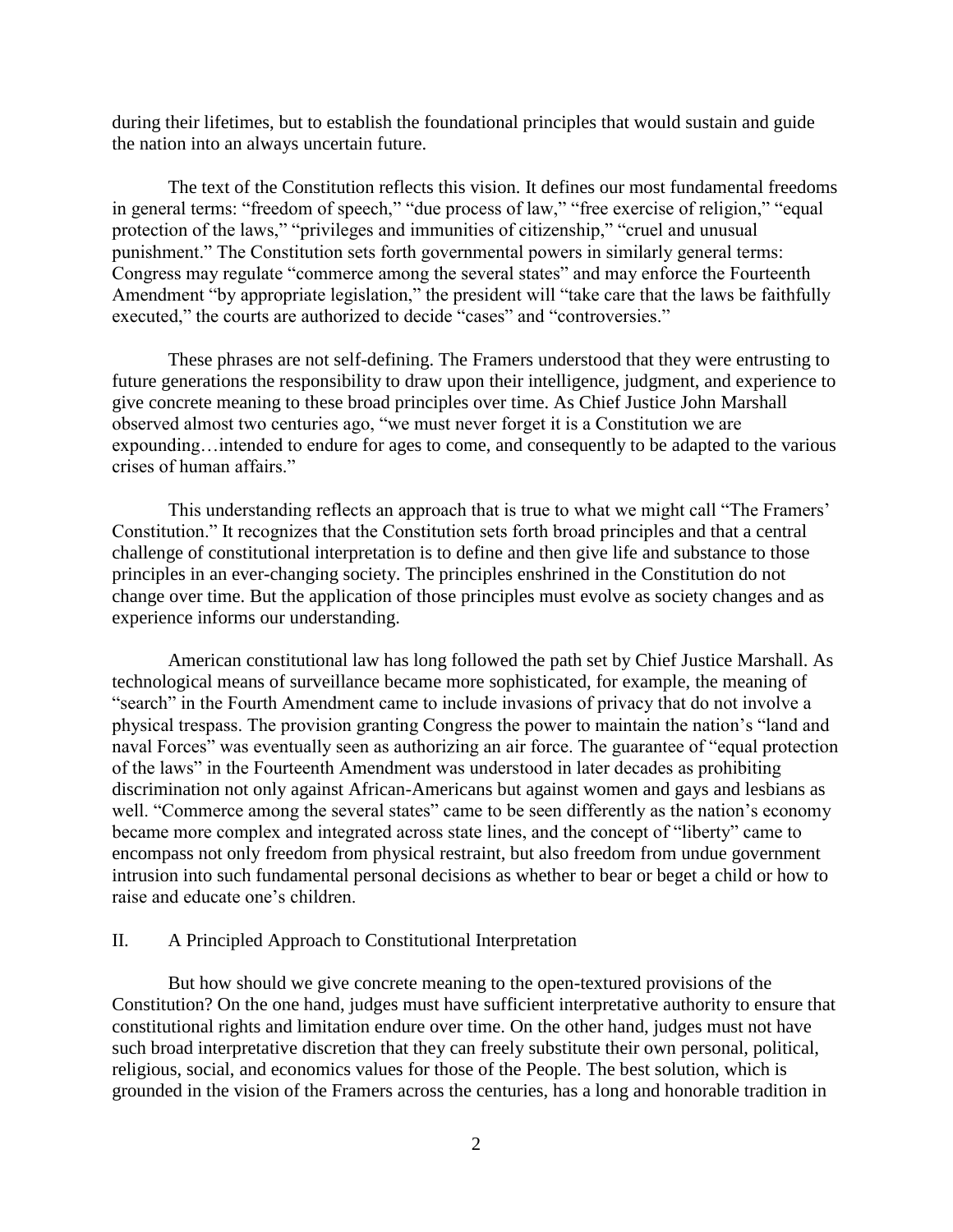during their lifetimes, but to establish the foundational principles that would sustain and guide the nation into an always uncertain future.

The text of the Constitution reflects this vision. It defines our most fundamental freedoms in general terms: "freedom of speech," "due process of law," "free exercise of religion," "equal protection of the laws," "privileges and immunities of citizenship," "cruel and unusual punishment." The Constitution sets forth governmental powers in similarly general terms: Congress may regulate "commerce among the several states" and may enforce the Fourteenth Amendment "by appropriate legislation," the president will "take care that the laws be faithfully executed," the courts are authorized to decide "cases" and "controversies."

These phrases are not self-defining. The Framers understood that they were entrusting to future generations the responsibility to draw upon their intelligence, judgment, and experience to give concrete meaning to these broad principles over time. As Chief Justice John Marshall observed almost two centuries ago, "we must never forget it is a Constitution we are expounding…intended to endure for ages to come, and consequently to be adapted to the various crises of human affairs."

This understanding reflects an approach that is true to what we might call "The Framers' Constitution." It recognizes that the Constitution sets forth broad principles and that a central challenge of constitutional interpretation is to define and then give life and substance to those principles in an ever-changing society. The principles enshrined in the Constitution do not change over time. But the application of those principles must evolve as society changes and as experience informs our understanding.

American constitutional law has long followed the path set by Chief Justice Marshall. As technological means of surveillance became more sophisticated, for example, the meaning of "search" in the Fourth Amendment came to include invasions of privacy that do not involve a physical trespass. The provision granting Congress the power to maintain the nation's "land and naval Forces" was eventually seen as authorizing an air force. The guarantee of "equal protection of the laws" in the Fourteenth Amendment was understood in later decades as prohibiting discrimination not only against African-Americans but against women and gays and lesbians as well. "Commerce among the several states" came to be seen differently as the nation's economy became more complex and integrated across state lines, and the concept of "liberty" came to encompass not only freedom from physical restraint, but also freedom from undue government intrusion into such fundamental personal decisions as whether to bear or beget a child or how to raise and educate one's children.

## II. A Principled Approach to Constitutional Interpretation

But how should we give concrete meaning to the open-textured provisions of the Constitution? On the one hand, judges must have sufficient interpretative authority to ensure that constitutional rights and limitation endure over time. On the other hand, judges must not have such broad interpretative discretion that they can freely substitute their own personal, political, religious, social, and economics values for those of the People. The best solution, which is grounded in the vision of the Framers across the centuries, has a long and honorable tradition in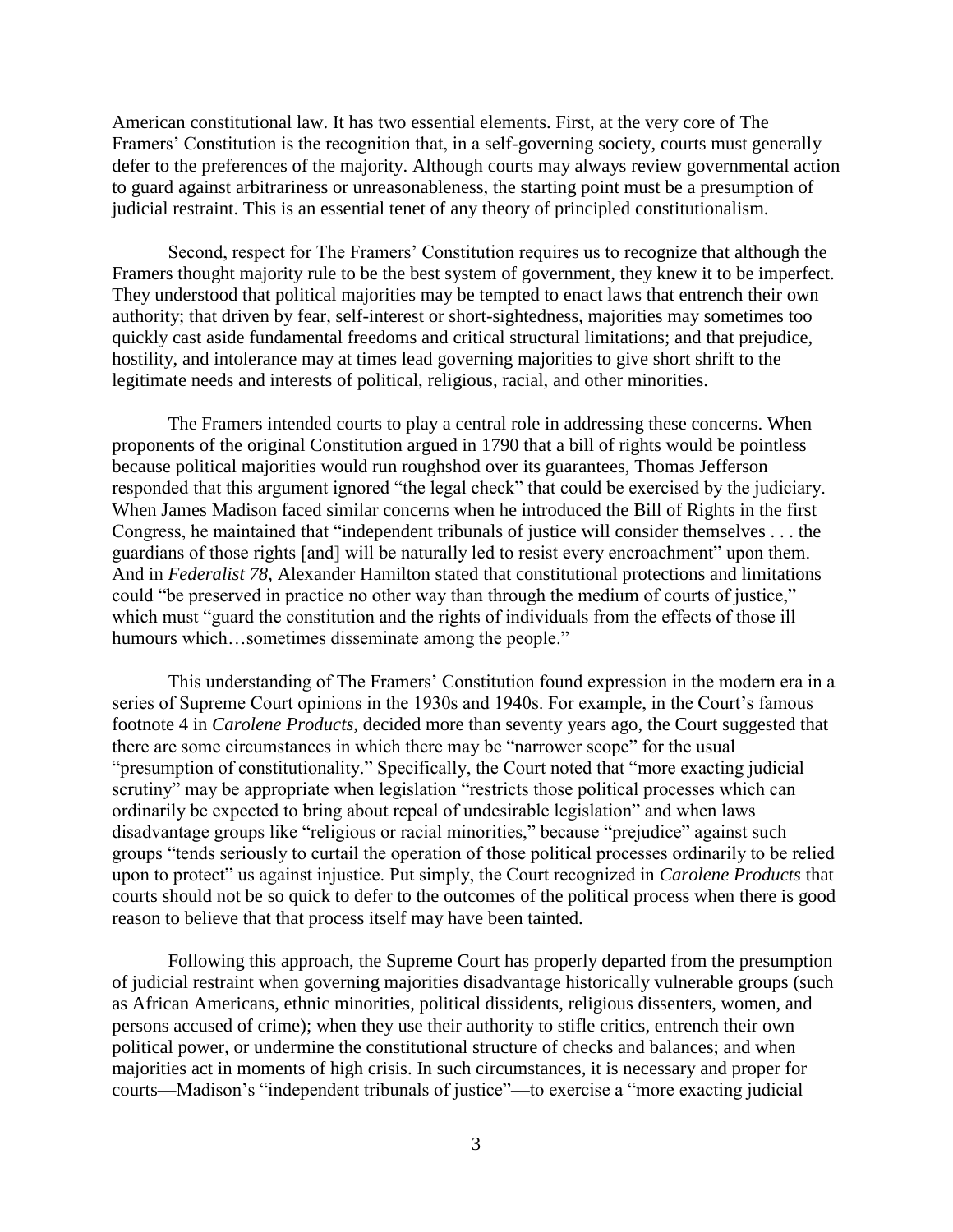American constitutional law. It has two essential elements. First, at the very core of The Framers' Constitution is the recognition that, in a self-governing society, courts must generally defer to the preferences of the majority. Although courts may always review governmental action to guard against arbitrariness or unreasonableness, the starting point must be a presumption of judicial restraint. This is an essential tenet of any theory of principled constitutionalism.

Second, respect for The Framers' Constitution requires us to recognize that although the Framers thought majority rule to be the best system of government, they knew it to be imperfect. They understood that political majorities may be tempted to enact laws that entrench their own authority; that driven by fear, self-interest or short-sightedness, majorities may sometimes too quickly cast aside fundamental freedoms and critical structural limitations; and that prejudice, hostility, and intolerance may at times lead governing majorities to give short shrift to the legitimate needs and interests of political, religious, racial, and other minorities.

The Framers intended courts to play a central role in addressing these concerns. When proponents of the original Constitution argued in 1790 that a bill of rights would be pointless because political majorities would run roughshod over its guarantees, Thomas Jefferson responded that this argument ignored "the legal check" that could be exercised by the judiciary. When James Madison faced similar concerns when he introduced the Bill of Rights in the first Congress, he maintained that "independent tribunals of justice will consider themselves . . . the guardians of those rights [and] will be naturally led to resist every encroachment" upon them. And in *Federalist 78*, Alexander Hamilton stated that constitutional protections and limitations could "be preserved in practice no other way than through the medium of courts of justice," which must "guard the constitution and the rights of individuals from the effects of those ill humours which…sometimes disseminate among the people."

This understanding of The Framers' Constitution found expression in the modern era in a series of Supreme Court opinions in the 1930s and 1940s. For example, in the Court's famous footnote 4 in *Carolene Products*, decided more than seventy years ago, the Court suggested that there are some circumstances in which there may be "narrower scope" for the usual "presumption of constitutionality." Specifically, the Court noted that "more exacting judicial scrutiny" may be appropriate when legislation "restricts those political processes which can ordinarily be expected to bring about repeal of undesirable legislation" and when laws disadvantage groups like "religious or racial minorities," because "prejudice" against such groups "tends seriously to curtail the operation of those political processes ordinarily to be relied upon to protect" us against injustice. Put simply, the Court recognized in *Carolene Products* that courts should not be so quick to defer to the outcomes of the political process when there is good reason to believe that that process itself may have been tainted.

Following this approach, the Supreme Court has properly departed from the presumption of judicial restraint when governing majorities disadvantage historically vulnerable groups (such as African Americans, ethnic minorities, political dissidents, religious dissenters, women, and persons accused of crime); when they use their authority to stifle critics, entrench their own political power, or undermine the constitutional structure of checks and balances; and when majorities act in moments of high crisis. In such circumstances, it is necessary and proper for courts—Madison's "independent tribunals of justice"—to exercise a "more exacting judicial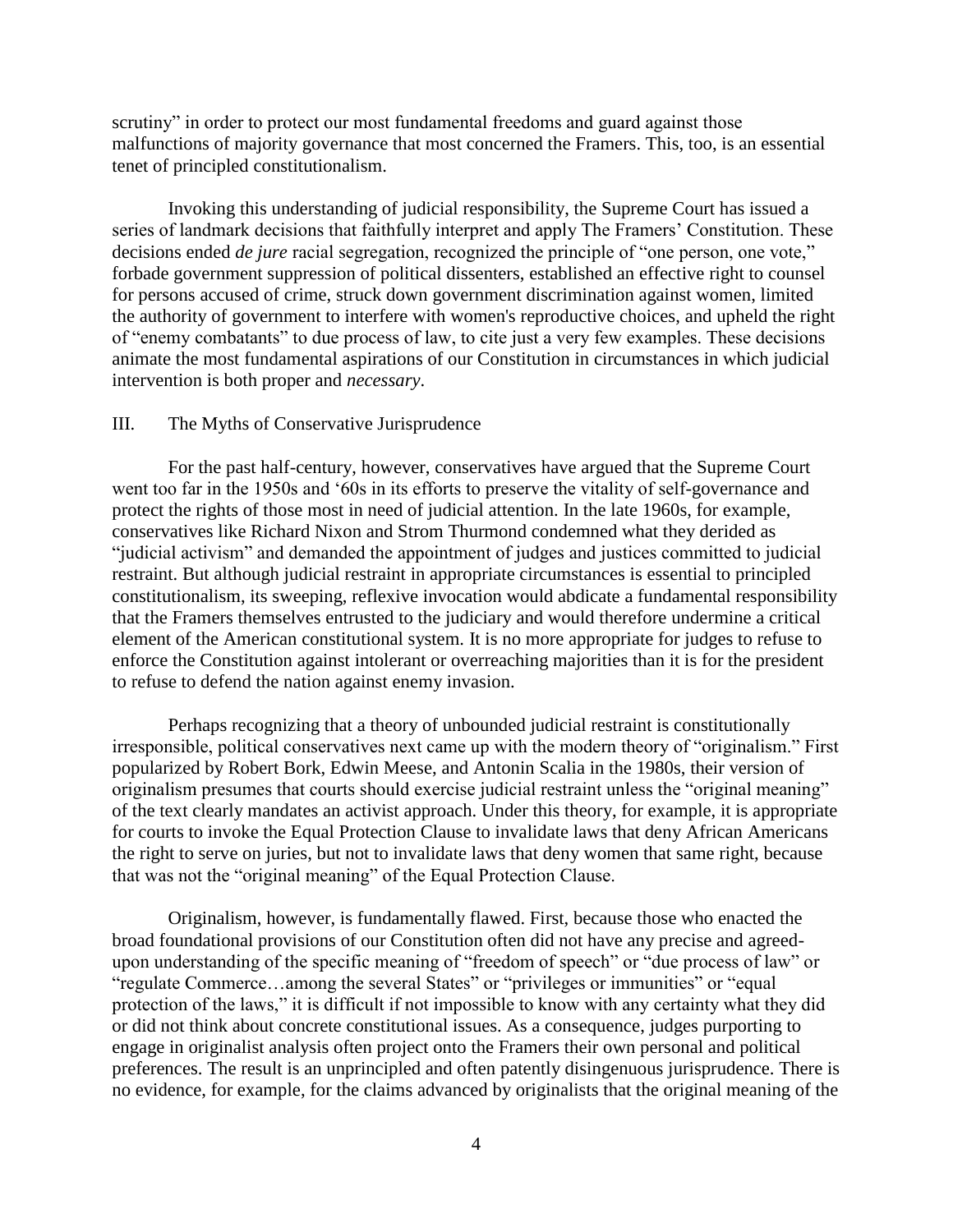scrutiny" in order to protect our most fundamental freedoms and guard against those malfunctions of majority governance that most concerned the Framers. This, too, is an essential tenet of principled constitutionalism.

Invoking this understanding of judicial responsibility, the Supreme Court has issued a series of landmark decisions that faithfully interpret and apply The Framers' Constitution. These decisions ended *de jure* racial segregation, recognized the principle of "one person, one vote," forbade government suppression of political dissenters, established an effective right to counsel for persons accused of crime, struck down government discrimination against women, limited the authority of government to interfere with women's reproductive choices, and upheld the right of "enemy combatants" to due process of law, to cite just a very few examples. These decisions animate the most fundamental aspirations of our Constitution in circumstances in which judicial intervention is both proper and *necessary*.

## III. The Myths of Conservative Jurisprudence

For the past half-century, however, conservatives have argued that the Supreme Court went too far in the 1950s and '60s in its efforts to preserve the vitality of self-governance and protect the rights of those most in need of judicial attention. In the late 1960s, for example, conservatives like Richard Nixon and Strom Thurmond condemned what they derided as "judicial activism" and demanded the appointment of judges and justices committed to judicial restraint. But although judicial restraint in appropriate circumstances is essential to principled constitutionalism, its sweeping, reflexive invocation would abdicate a fundamental responsibility that the Framers themselves entrusted to the judiciary and would therefore undermine a critical element of the American constitutional system. It is no more appropriate for judges to refuse to enforce the Constitution against intolerant or overreaching majorities than it is for the president to refuse to defend the nation against enemy invasion.

Perhaps recognizing that a theory of unbounded judicial restraint is constitutionally irresponsible, political conservatives next came up with the modern theory of "originalism." First popularized by Robert Bork, Edwin Meese, and Antonin Scalia in the 1980s, their version of originalism presumes that courts should exercise judicial restraint unless the "original meaning" of the text clearly mandates an activist approach. Under this theory, for example, it is appropriate for courts to invoke the Equal Protection Clause to invalidate laws that deny African Americans the right to serve on juries, but not to invalidate laws that deny women that same right, because that was not the "original meaning" of the Equal Protection Clause.

Originalism, however, is fundamentally flawed. First, because those who enacted the broad foundational provisions of our Constitution often did not have any precise and agreed-upon understanding of the specific meaning of "freedom of speech" or "due process of law" or "regulate Commerce…among the several States" or "privileges or immunities" or "equal protection of the laws," it is difficult if not impossible to know with any certainty what they did or did not think about concrete constitutional issues. As a consequence, judges purporting to engage in originalist analysis often project onto the Framers their own personal and political preferences. The result is an unprincipled and often patently disingenuous jurisprudence. There is no evidence, for example, for the claims advanced by originalists that the original meaning of the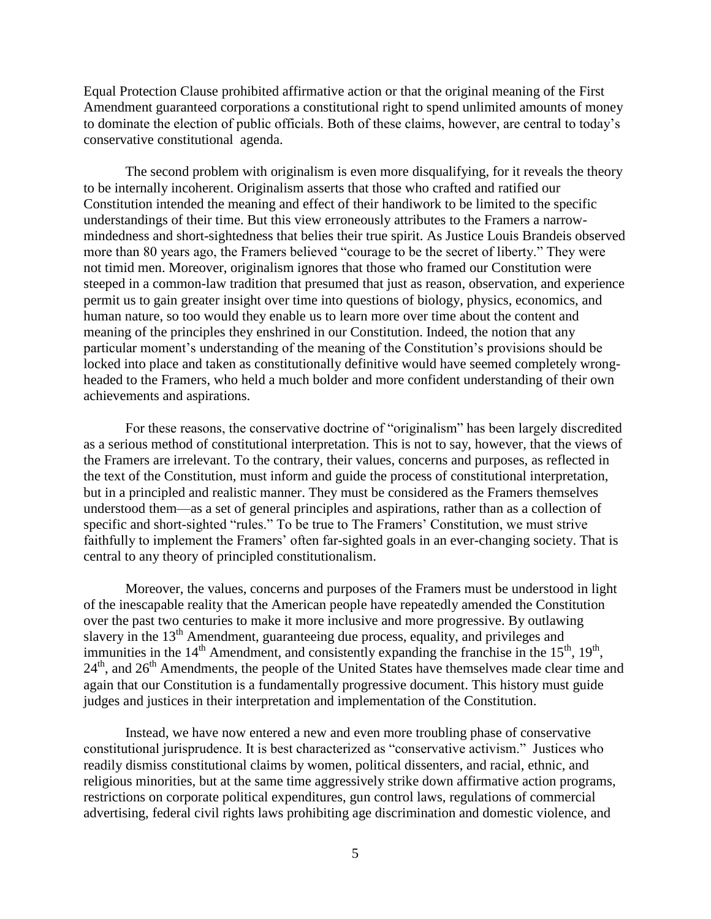Equal Protection Clause prohibited affirmative action or that the original meaning of the First Amendment guaranteed corporations a constitutional right to spend unlimited amounts of money to dominate the election of public officials. Both of these claims, however, are central to today's conservative constitutional agenda.

The second problem with originalism is even more disqualifying, for it reveals the theory to be internally incoherent. Originalism asserts that those who crafted and ratified our Constitution intended the meaning and effect of their handiwork to be limited to the specific understandings of their time. But this view erroneously attributes to the Framers a narrow-mindedness and short-sightedness that belies their true spirit. As Justice Louis Brandeis observed more than 80 years ago, the Framers believed "courage to be the secret of liberty." They were not timid men. Moreover, originalism ignores that those who framed our Constitution were steeped in a common-law tradition that presumed that just as reason, observation, and experience permit us to gain greater insight over time into questions of biology, physics, economics, and human nature, so too would they enable us to learn more over time about the content and meaning of the principles they enshrined in our Constitution. Indeed, the notion that any particular moment's understanding of the meaning of the Constitution's provisions should be locked into place and taken as constitutionally definitive would have seemed completely wrong-headed to the Framers, who held a much bolder and more confident understanding of their own achievements and aspirations.

For these reasons, the conservative doctrine of "originalism" has been largely discredited as a serious method of constitutional interpretation. This is not to say, however, that the views of the Framers are irrelevant. To the contrary, their values, concerns and purposes, as reflected in the text of the Constitution, must inform and guide the process of constitutional interpretation, but in a principled and realistic manner. They must be considered as the Framers themselves understood them—as a set of general principles and aspirations, rather than as a collection of specific and short-sighted "rules." To be true to The Framers' Constitution, we must strive faithfully to implement the Framers' often far-sighted goals in an ever-changing society. That is central to any theory of principled constitutionalism.

Moreover, the values, concerns and purposes of the Framers must be understood in light of the inescapable reality that the American people have repeatedly amended the Constitution over the past two centuries to make it more inclusive and more progressive. By outlawing slavery in the 13th Amendment, guaranteeing due process, equality, and privileges and immunities in the 14th Amendment, and consistently expanding the franchise in the 15th, 19th, 24th, and 26th Amendments, the people of the United States have themselves made clear time and again that our Constitution is a fundamentally progressive document. This history must guide judges and justices in their interpretation and implementation of the Constitution.

Instead, we have now entered a new and even more troubling phase of conservative constitutional jurisprudence. It is best characterized as "conservative activism." Justices who readily dismiss constitutional claims by women, political dissenters, and racial, ethnic, and religious minorities, but at the same time aggressively strike down affirmative action programs, restrictions on corporate political expenditures, gun control laws, regulations of commercial advertising, federal civil rights laws prohibiting age discrimination and domestic violence, and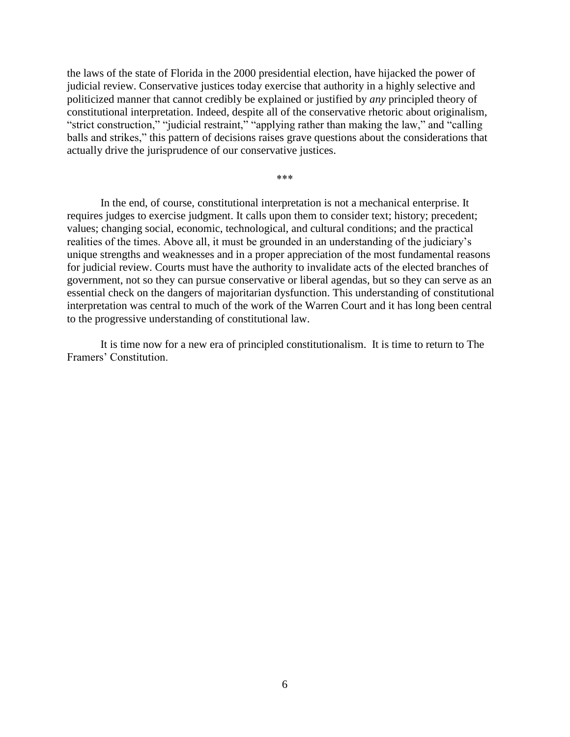the laws of the state of Florida in the 2000 presidential election, have hijacked the power of judicial review. Conservative justices today exercise that authority in a highly selective and politicized manner that cannot credibly be explained or justified by *any* principled theory of constitutional interpretation. Indeed, despite all of the conservative rhetoric about originalism, "strict construction," "judicial restraint," "applying rather than making the law," and "calling balls and strikes," this pattern of decisions raises grave questions about the considerations that actually drive the jurisprudence of our conservative justices.

***

In the end, of course, constitutional interpretation is not a mechanical enterprise. It requires judges to exercise judgment. It calls upon them to consider text; history; precedent; values; changing social, economic, technological, and cultural conditions; and the practical realities of the times. Above all, it must be grounded in an understanding of the judiciary's unique strengths and weaknesses and in a proper appreciation of the most fundamental reasons for judicial review. Courts must have the authority to invalidate acts of the elected branches of government, not so they can pursue conservative or liberal agendas, but so they can serve as an essential check on the dangers of majoritarian dysfunction. This understanding of constitutional interpretation was central to much of the work of the Warren Court and it has long been central to the progressive understanding of constitutional law.

It is time now for a new era of principled constitutionalism. It is time to return to The Framers' Constitution.